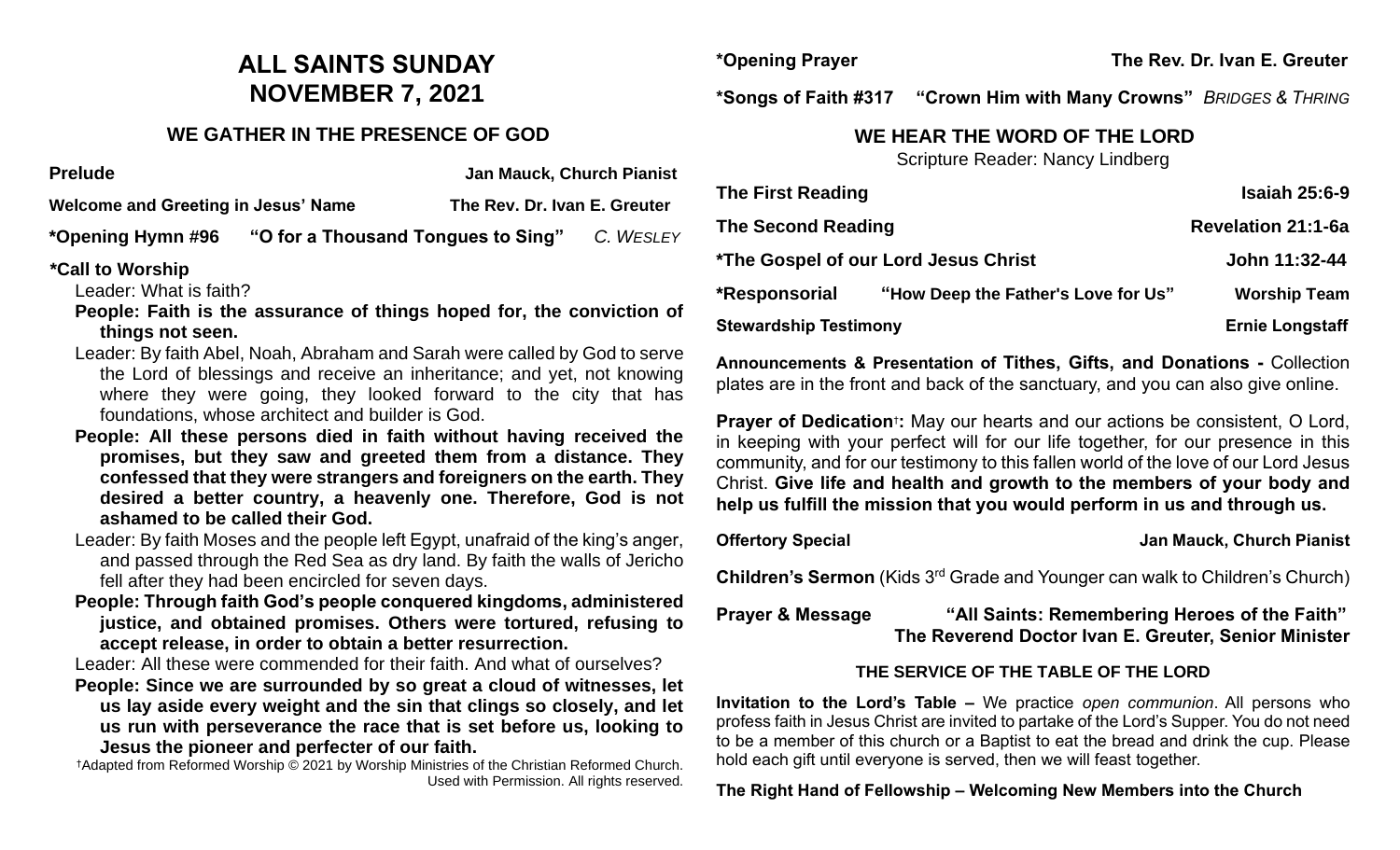# ALL SAINTS SUNDAY
# NOVEMBER 7, 2021

## WE GATHER IN THE PRESENCE OF GOD

**Prelude** — **Jan Mauck, Church Pianist**

**Welcome and Greeting in Jesus' Name** — **The Rev. Dr. Ivan E. Greuter**

**\*Opening Hymn #96 "O for a Thousand Tongues to Sing"** *C. WESLEY*

**\*Call to Worship**

Leader: What is faith?

**People: Faith is the assurance of things hoped for, the conviction of things not seen.**

Leader: By faith Abel, Noah, Abraham and Sarah were called by God to serve the Lord of blessings and receive an inheritance; and yet, not knowing where they were going, they looked forward to the city that has foundations, whose architect and builder is God.

**People: All these persons died in faith without having received the promises, but they saw and greeted them from a distance. They confessed that they were strangers and foreigners on the earth. They desired a better country, a heavenly one. Therefore, God is not ashamed to be called their God.**

Leader: By faith Moses and the people left Egypt, unafraid of the king's anger, and passed through the Red Sea as dry land. By faith the walls of Jericho fell after they had been encircled for seven days.

**People: Through faith God's people conquered kingdoms, administered justice, and obtained promises. Others were tortured, refusing to accept release, in order to obtain a better resurrection.**

Leader: All these were commended for their faith. And what of ourselves?

**People: Since we are surrounded by so great a cloud of witnesses, let us lay aside every weight and the sin that clings so closely, and let us run with perseverance the race that is set before us, looking to Jesus the pioneer and perfecter of our faith.**

†Adapted from Reformed Worship © 2021 by Worship Ministries of the Christian Reformed Church. Used with Permission. All rights reserved.

**\*Opening Prayer** — **The Rev. Dr. Ivan E. Greuter**

**\*Songs of Faith #317 "Crown Him with Many Crowns"** *BRIDGES & THRING*

## WE HEAR THE WORD OF THE LORD

Scripture Reader: Nancy Lindberg

**The First Reading** — **Isaiah 25:6-9**

**The Second Reading** — **Revelation 21:1-6a**

**\*The Gospel of our Lord Jesus Christ** — **John 11:32-44**

**\*Responsorial "How Deep the Father's Love for Us"** — **Worship Team**

**Stewardship Testimony** — **Ernie Longstaff**

**Announcements & Presentation of Tithes, Gifts, and Donations -** Collection plates are in the front and back of the sanctuary, and you can also give online.

**Prayer of Dedication†:** May our hearts and our actions be consistent, O Lord, in keeping with your perfect will for our life together, for our presence in this community, and for our testimony to this fallen world of the love of our Lord Jesus Christ. **Give life and health and growth to the members of your body and help us fulfill the mission that you would perform in us and through us.**

**Offertory Special** — **Jan Mauck, Church Pianist**

**Children's Sermon** (Kids 3rd Grade and Younger can walk to Children's Church)

**Prayer & Message "All Saints: Remembering Heroes of the Faith"**
**The Reverend Doctor Ivan E. Greuter, Senior Minister**

### THE SERVICE OF THE TABLE OF THE LORD

**Invitation to the Lord's Table –** We practice *open communion*. All persons who profess faith in Jesus Christ are invited to partake of the Lord's Supper. You do not need to be a member of this church or a Baptist to eat the bread and drink the cup. Please hold each gift until everyone is served, then we will feast together.

**The Right Hand of Fellowship – Welcoming New Members into the Church**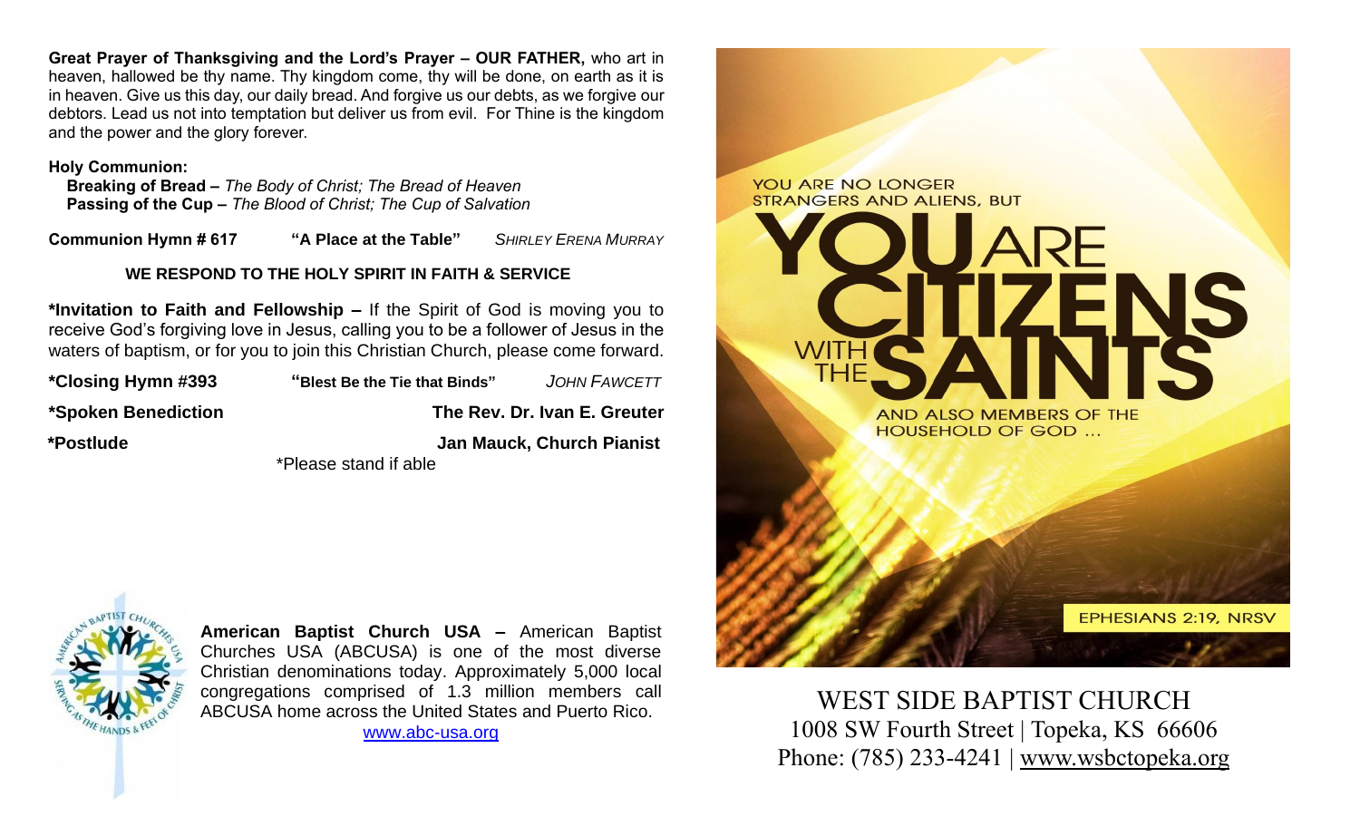**Great Prayer of Thanksgiving and the Lord's Prayer – OUR FATHER,** who art in heaven, hallowed be thy name. Thy kingdom come, thy will be done, on earth as it is in heaven. Give us this day, our daily bread. And forgive us our debts, as we forgive our debtors. Lead us not into temptation but deliver us from evil. For Thine is the kingdom and the power and the glory forever.

**Holy Communion:**

**Breaking of Bread –** *The Body of Christ; The Bread of Heaven*
**Passing of the Cup –** *The Blood of Christ; The Cup of Salvation*

**Communion Hymn # 617** **"A Place at the Table"** *SHIRLEY ERENA MURRAY*

**WE RESPOND TO THE HOLY SPIRIT IN FAITH & SERVICE**

**\*Invitation to Faith and Fellowship –** If the Spirit of God is moving you to receive God's forgiving love in Jesus, calling you to be a follower of Jesus in the waters of baptism, or for you to join this Christian Church, please come forward.

**\*Closing Hymn #393** **"Blest Be the Tie that Binds"** *JOHN FAWCETT*

**\*Spoken Benediction** **The Rev. Dr. Ivan E. Greuter**

**\*Postlude** **Jan Mauck, Church Pianist**

\*Please stand if able

**American Baptist Church USA –** American Baptist Churches USA (ABCUSA) is one of the most diverse Christian denominations today. Approximately 5,000 local congregations comprised of 1.3 million members call ABCUSA home across the United States and Puerto Rico.
www.abc-usa.org

YOU ARE NO LONGER STRANGERS AND ALIENS, BUT YOU ARE CITIZENS WITH THE SAINTS AND ALSO MEMBERS OF THE HOUSEHOLD OF GOD ...

EPHESIANS 2:19, NRSV

WEST SIDE BAPTIST CHURCH
1008 SW Fourth Street | Topeka, KS 66606
Phone: (785) 233-4241 | www.wsbctopeka.org